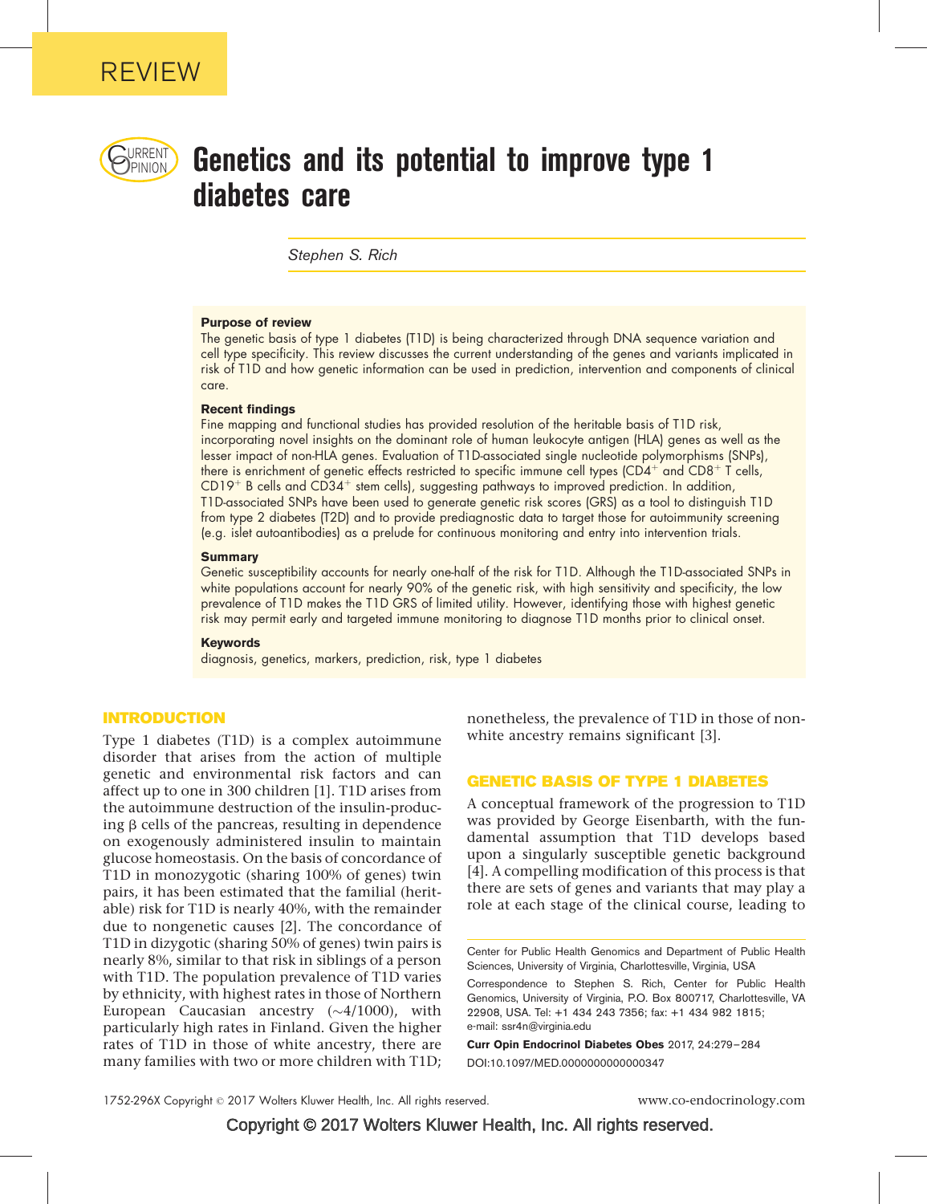REVIEW

# Genetics and its potential to improve type 1 diabetes care

*Stephen S. Rich*

### Purpose of review

The genetic basis of type 1 diabetes (T1D) is being characterized through DNA sequence variation and cell type specificity. This review discusses the current understanding of the genes and variants implicated in risk of T1D and how genetic information can be used in prediction, intervention and components of clinical care.

### Recent findings

Fine mapping and functional studies has provided resolution of the heritable basis of T1D risk, incorporating novel insights on the dominant role of human leukocyte antigen (HLA) genes as well as the lesser impact of non-HLA genes. Evaluation of T1D-associated single nucleotide polymorphisms (SNPs), there is enrichment of genetic effects restricted to specific immune cell types ($CD4^+$ and $CD8^+$ T cells, $CD19^+$ B cells and $CD34^+$ stem cells), suggesting pathways to improved prediction. In addition, T1D-associated SNPs have been used to generate genetic risk scores (GRS) as a tool to distinguish T1D from type 2 diabetes (T2D) and to provide prediagnostic data to target those for autoimmunity screening (e.g. islet autoantibodies) as a prelude for continuous monitoring and entry into intervention trials.

### Summary

Genetic susceptibility accounts for nearly one-half of the risk for T1D. Although the T1D-associated SNPs in white populations account for nearly 90% of the genetic risk, with high sensitivity and specificity, the low prevalence of T1D makes the T1D GRS of limited utility. However, identifying those with highest genetic risk may permit early and targeted immune monitoring to diagnose T1D months prior to clinical onset.

### Keywords

diagnosis, genetics, markers, prediction, risk, type 1 diabetes

## INTRODUCTION

Type 1 diabetes (T1D) is a complex autoimmune disorder that arises from the action of multiple genetic and environmental risk factors and can affect up to one in 300 children [1]. T1D arises from the autoimmune destruction of the insulin-producing β cells of the pancreas, resulting in dependence on exogenously administered insulin to maintain glucose homeostasis. On the basis of concordance of T1D in monozygotic (sharing 100% of genes) twin pairs, it has been estimated that the familial (heritable) risk for T1D is nearly 40%, with the remainder due to nongenetic causes [2]. The concordance of T1D in dizygotic (sharing 50% of genes) twin pairs is nearly 8%, similar to that risk in siblings of a person with T1D. The population prevalence of T1D varies by ethnicity, with highest rates in those of Northern European Caucasian ancestry (~4/1000), with particularly high rates in Finland. Given the higher rates of T1D in those of white ancestry, there are many families with two or more children with T1D; nonetheless, the prevalence of T1D in those of non-white ancestry remains significant [3].

## GENETIC BASIS OF TYPE 1 DIABETES

A conceptual framework of the progression to T1D was provided by George Eisenbarth, with the fundamental assumption that T1D develops based upon a singularly susceptible genetic background [4]. A compelling modification of this process is that there are sets of genes and variants that may play a role at each stage of the clinical course, leading to

Center for Public Health Genomics and Department of Public Health Sciences, University of Virginia, Charlottesville, Virginia, USA

Correspondence to Stephen S. Rich, Center for Public Health Genomics, University of Virginia, P.O. Box 800717, Charlottesville, VA 22908, USA. Tel: +1 434 243 7356; fax: +1 434 982 1815; e-mail: ssr4n@virginia.edu

**Curr Opin Endocrinol Diabetes Obes** 2017, 24:279–284

DOI:10.1097/MED.0000000000000347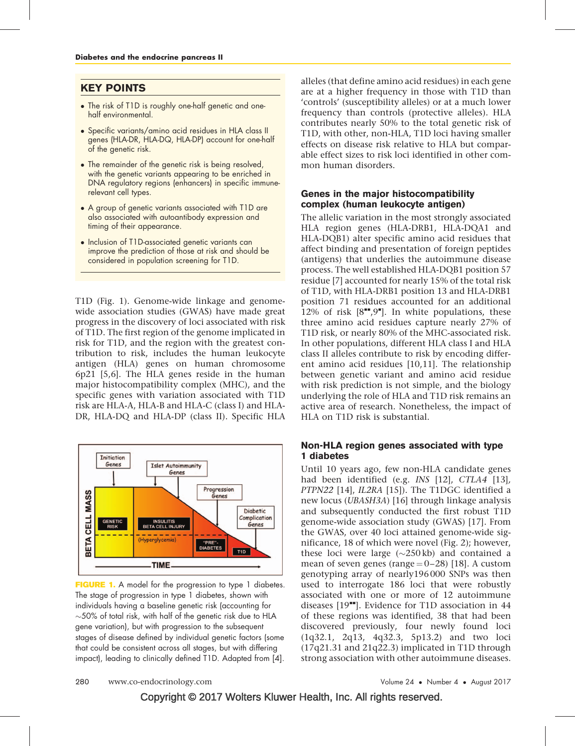## KEY POINTS

- The risk of T1D is roughly one-half genetic and one-half environmental.
- Specific variants/amino acid residues in HLA class II genes (HLA-DR, HLA-DQ, HLA-DP) account for one-half of the genetic risk.
- The remainder of the genetic risk is being resolved, with the genetic variants appearing to be enriched in DNA regulatory regions (enhancers) in specific immune-relevant cell types.
- A group of genetic variants associated with T1D are also associated with autoantibody expression and timing of their appearance.
- Inclusion of T1D-associated genetic variants can improve the prediction of those at risk and should be considered in population screening for T1D.

T1D (Fig. 1). Genome-wide linkage and genome-wide association studies (GWAS) have made great progress in the discovery of loci associated with risk of T1D. The first region of the genome implicated in risk for T1D, and the region with the greatest contribution to risk, includes the human leukocyte antigen (HLA) genes on human chromosome 6p21 [5,6]. The HLA genes reside in the human major histocompatibility complex (MHC), and the specific genes with variation associated with T1D risk are HLA-A, HLA-B and HLA-C (class I) and HLA-DR, HLA-DQ and HLA-DP (class II). Specific HLA alleles (that define amino acid residues) in each gene are at a higher frequency in those with T1D than 'controls' (susceptibility alleles) or at a much lower frequency than controls (protective alleles). HLA contributes nearly 50% to the total genetic risk of T1D, with other, non-HLA, T1D loci having smaller effects on disease risk relative to HLA but comparable effect sizes to risk loci identified in other common human disorders.

FIGURE 1. A model for the progression to type 1 diabetes. The stage of progression in type 1 diabetes, shown with individuals having a baseline genetic risk (accounting for ~50% of total risk, with half of the genetic risk due to HLA gene variation), but with progression to the subsequent stages of disease defined by individual genetic factors (some that could be consistent across all stages, but with differing impact), leading to clinically defined T1D. Adapted from [4].

### Genes in the major histocompatibility complex (human leukocyte antigen)

The allelic variation in the most strongly associated HLA region genes (HLA-DRB1, HLA-DQA1 and HLA-DQB1) alter specific amino acid residues that affect binding and presentation of foreign peptides (antigens) that underlies the autoimmune disease process. The well established HLA-DQB1 position 57 residue [7] accounted for nearly 15% of the total risk of T1D, with HLA-DRB1 position 13 and HLA-DRB1 position 71 residues accounted for an additional 12% of risk [8▪▪,9▪]. In white populations, these three amino acid residues capture nearly 27% of T1D risk, or nearly 80% of the MHC-associated risk. In other populations, different HLA class I and HLA class II alleles contribute to risk by encoding different amino acid residues [10,11]. The relationship between genetic variant and amino acid residue with risk prediction is not simple, and the biology underlying the role of HLA and T1D risk remains an active area of research. Nonetheless, the impact of HLA on T1D risk is substantial.

### Non-HLA region genes associated with type 1 diabetes

Until 10 years ago, few non-HLA candidate genes had been identified (e.g. *INS* [12], *CTLA4* [13], *PTPN22* [14], *IL2RA* [15]). The T1DGC identified a new locus (*UBASH3A*) [16] through linkage analysis and subsequently conducted the first robust T1D genome-wide association study (GWAS) [17]. From the GWAS, over 40 loci attained genome-wide significance, 18 of which were novel (Fig. 2); however, these loci were large (~250 kb) and contained a mean of seven genes (range = 0–28) [18]. A custom genotyping array of nearly 196 000 SNPs was then used to interrogate 186 loci that were robustly associated with one or more of 12 autoimmune diseases [19▪▪]. Evidence for T1D association in 44 of these regions was identified, 38 that had been discovered previously, four newly found loci (1q32.1, 2q13, 4q32.3, 5p13.2) and two loci (17q21.31 and 21q22.3) implicated in T1D through strong association with other autoimmune diseases.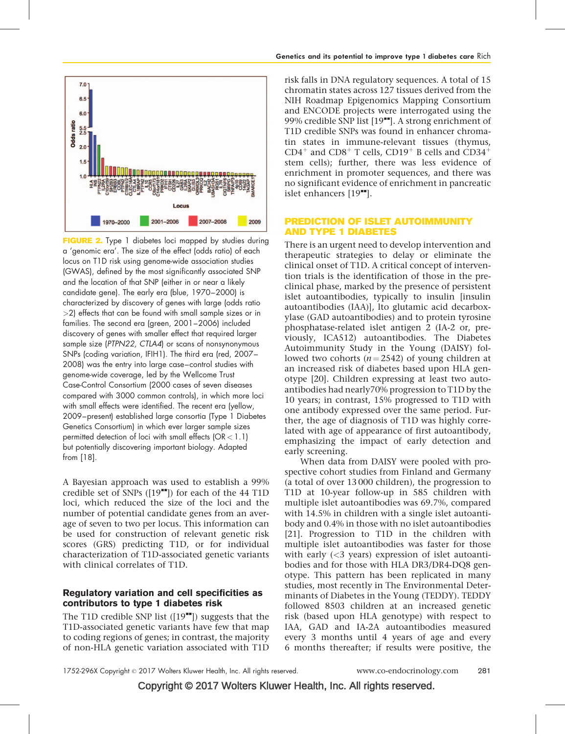FIGURE 2. Type 1 diabetes loci mapped by studies during a 'genomic era'. The size of the effect (odds ratio) of each locus on T1D risk using genome-wide association studies (GWAS), defined by the most significantly associated SNP and the location of that SNP (either in or near a likely candidate gene). The early era (blue, 1970–2000) is characterized by discovery of genes with large (odds ratio >2) effects that can be found with small sample sizes or in families. The second era (green, 2001–2006) included discovery of genes with smaller effect that required larger sample size (*PTPN22, CTLA4*) or scans of nonsynonymous SNPs (coding variation, IFIH1). The third era (red, 2007–2008) was the entry into large case–control studies with genome-wide coverage, led by the Wellcome Trust Case-Control Consortium (2000 cases of seven diseases compared with 3000 common controls), in which more loci with small effects were identified. The recent era (yellow, 2009–present) established large consortia (Type 1 Diabetes Genetics Consortium) in which ever larger sample sizes permitted detection of loci with small effects (OR < 1.1) but potentially discovering important biology. Adapted from [18].

A Bayesian approach was used to establish a 99% credible set of SNPs ([19■■]) for each of the 44 T1D loci, which reduced the size of the loci and the number of potential candidate genes from an average of seven to two per locus. This information can be used for construction of relevant genetic risk scores (GRS) predicting T1D, or for individual characterization of T1D-associated genetic variants with clinical correlates of T1D.

### Regulatory variation and cell specificities as contributors to type 1 diabetes risk

The T1D credible SNP list ([19■■]) suggests that the T1D-associated genetic variants have few that map to coding regions of genes; in contrast, the majority of non-HLA genetic variation associated with T1D risk falls in DNA regulatory sequences. A total of 15 chromatin states across 127 tissues derived from the NIH Roadmap Epigenomics Mapping Consortium and ENCODE projects were interrogated using the 99% credible SNP list [19■■]. A strong enrichment of T1D credible SNPs was found in enhancer chromatin states in immune-relevant tissues (thymus, $CD4^+$ and $CD8^+$ T cells, $CD19^+$ B cells and $CD34^+$ stem cells); further, there was less evidence of enrichment in promoter sequences, and there was no significant evidence of enrichment in pancreatic islet enhancers [19■■].

## PREDICTION OF ISLET AUTOIMMUNITY AND TYPE 1 DIABETES

There is an urgent need to develop intervention and therapeutic strategies to delay or eliminate the clinical onset of T1D. A critical concept of intervention trials is the identification of those in the preclinical phase, marked by the presence of persistent islet autoantibodies, typically to insulin [insulin autoantibodies (IAA)], lto glutamic acid decarboxylase (GAD autoantibodies) and to protein tyrosine phosphatase-related islet antigen 2 (IA-2 or, previously, ICA512) autoantibodies. The Diabetes Autoimmunity Study in the Young (DAISY) followed two cohorts ($n = 2542$) of young children at an increased risk of diabetes based upon HLA genotype [20]. Children expressing at least two autoantibodies had nearly70% progression to T1D by the 10 years; in contrast, 15% progressed to T1D with one antibody expressed over the same period. Further, the age of diagnosis of T1D was highly correlated with age of appearance of first autoantibody, emphasizing the impact of early detection and early screening.

When data from DAISY were pooled with prospective cohort studies from Finland and Germany (a total of over 13 000 children), the progression to T1D at 10-year follow-up in 585 children with multiple islet autoantibodies was 69.7%, compared with 14.5% in children with a single islet autoantibody and 0.4% in those with no islet autoantibodies [21]. Progression to T1D in the children with multiple islet autoantibodies was faster for those with early (<3 years) expression of islet autoantibodies and for those with HLA DR3/DR4-DQ8 genotype. This pattern has been replicated in many studies, most recently in The Environmental Determinants of Diabetes in the Young (TEDDY). TEDDY followed 8503 children at an increased genetic risk (based upon HLA genotype) with respect to IAA, GAD and IA-2A autoantibodies measured every 3 months until 4 years of age and every 6 months thereafter; if results were positive, the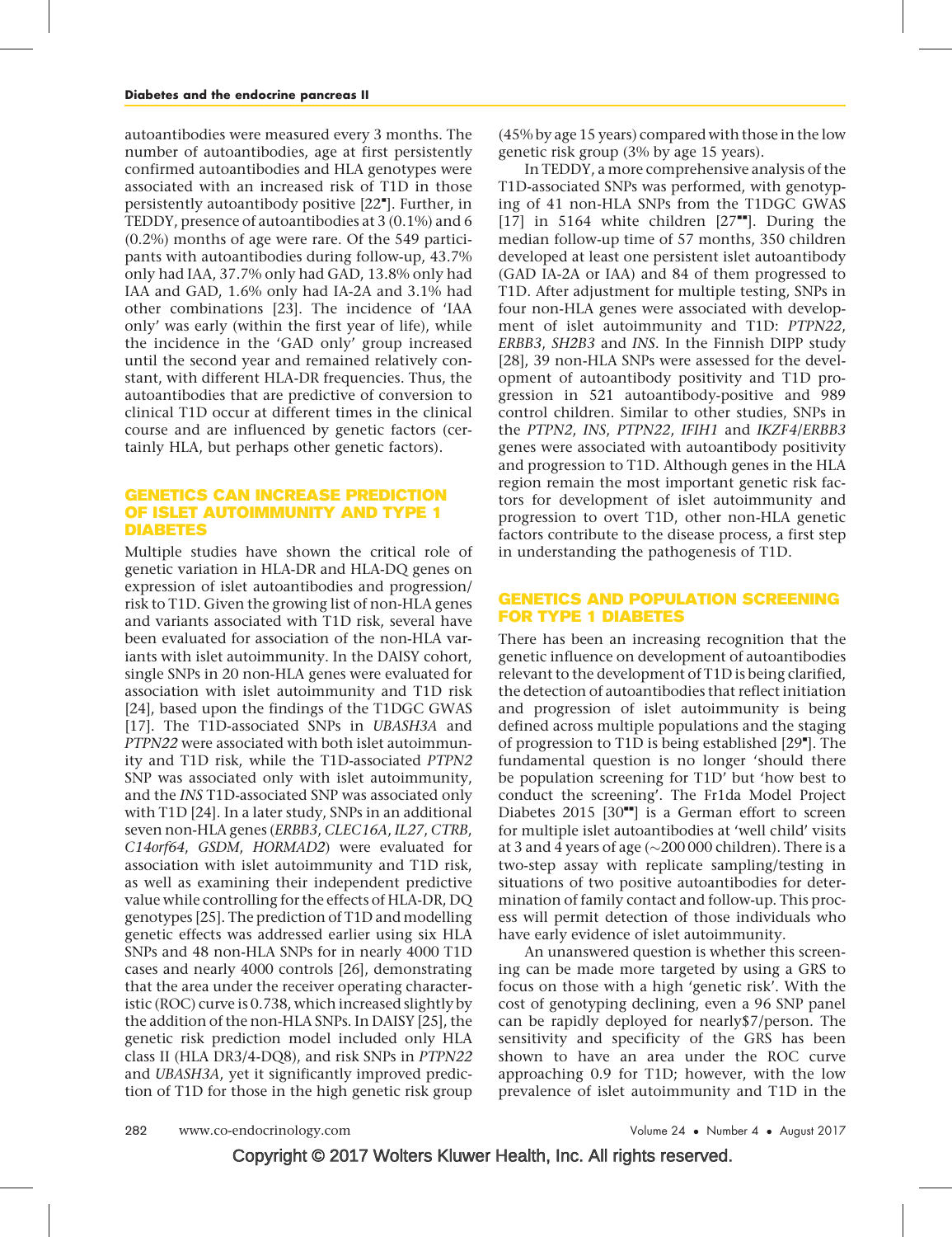autoantibodies were measured every 3 months. The number of autoantibodies, age at first persistently confirmed autoantibodies and HLA genotypes were associated with an increased risk of T1D in those persistently autoantibody positive [22■]. Further, in TEDDY, presence of autoantibodies at 3 (0.1%) and 6 (0.2%) months of age were rare. Of the 549 participants with autoantibodies during follow-up, 43.7% only had IAA, 37.7% only had GAD, 13.8% only had IAA and GAD, 1.6% only had IA-2A and 3.1% had other combinations [23]. The incidence of 'IAA only' was early (within the first year of life), while the incidence in the 'GAD only' group increased until the second year and remained relatively constant, with different HLA-DR frequencies. Thus, the autoantibodies that are predictive of conversion to clinical T1D occur at different times in the clinical course and are influenced by genetic factors (certainly HLA, but perhaps other genetic factors).

## GENETICS CAN INCREASE PREDICTION OF ISLET AUTOIMMUNITY AND TYPE 1 DIABETES

Multiple studies have shown the critical role of genetic variation in HLA-DR and HLA-DQ genes on expression of islet autoantibodies and progression/risk to T1D. Given the growing list of non-HLA genes and variants associated with T1D risk, several have been evaluated for association of the non-HLA variants with islet autoimmunity. In the DAISY cohort, single SNPs in 20 non-HLA genes were evaluated for association with islet autoimmunity and T1D risk [24], based upon the findings of the T1DGC GWAS [17]. The T1D-associated SNPs in *UBASH3A* and *PTPN22* were associated with both islet autoimmunity and T1D risk, while the T1D-associated *PTPN2* SNP was associated only with islet autoimmunity, and the *INS* T1D-associated SNP was associated only with T1D [24]. In a later study, SNPs in an additional seven non-HLA genes (*ERBB3*, *CLEC16A*, *IL27*, *CTRB*, *C14orf64*, *GSDM*, *HORMAD2*) were evaluated for association with islet autoimmunity and T1D risk, as well as examining their independent predictive value while controlling for the effects of HLA-DR, DQ genotypes [25]. The prediction of T1D and modelling genetic effects was addressed earlier using six HLA SNPs and 48 non-HLA SNPs for in nearly 4000 T1D cases and nearly 4000 controls [26], demonstrating that the area under the receiver operating characteristic (ROC) curve is 0.738, which increased slightly by the addition of the non-HLA SNPs. In DAISY [25], the genetic risk prediction model included only HLA class II (HLA DR3/4-DQ8), and risk SNPs in *PTPN22* and *UBASH3A*, yet it significantly improved prediction of T1D for those in the high genetic risk group (45% by age 15 years) compared with those in the low genetic risk group (3% by age 15 years).

In TEDDY, a more comprehensive analysis of the T1D-associated SNPs was performed, with genotyping of 41 non-HLA SNPs from the T1DGC GWAS [17] in 5164 white children [27■■]. During the median follow-up time of 57 months, 350 children developed at least one persistent islet autoantibody (GAD IA-2A or IAA) and 84 of them progressed to T1D. After adjustment for multiple testing, SNPs in four non-HLA genes were associated with development of islet autoimmunity and T1D: *PTPN22*, *ERBB3*, *SH2B3* and *INS*. In the Finnish DIPP study [28], 39 non-HLA SNPs were assessed for the development of autoantibody positivity and T1D progression in 521 autoantibody-positive and 989 control children. Similar to other studies, SNPs in the *PTPN2*, *INS*, *PTPN22*, *IFIH1* and *IKZF4/ERBB3* genes were associated with autoantibody positivity and progression to T1D. Although genes in the HLA region remain the most important genetic risk factors for development of islet autoimmunity and progression to overt T1D, other non-HLA genetic factors contribute to the disease process, a first step in understanding the pathogenesis of T1D.

## GENETICS AND POPULATION SCREENING FOR TYPE 1 DIABETES

There has been an increasing recognition that the genetic influence on development of autoantibodies relevant to the development of T1D is being clarified, the detection of autoantibodies that reflect initiation and progression of islet autoimmunity is being defined across multiple populations and the staging of progression to T1D is being established [29■]. The fundamental question is no longer 'should there be population screening for T1D' but 'how best to conduct the screening'. The Fr1da Model Project Diabetes 2015 [30■■] is a German effort to screen for multiple islet autoantibodies at 'well child' visits at 3 and 4 years of age (~200 000 children). There is a two-step assay with replicate sampling/testing in situations of two positive autoantibodies for determination of family contact and follow-up. This process will permit detection of those individuals who have early evidence of islet autoimmunity.

An unanswered question is whether this screening can be made more targeted by using a GRS to focus on those with a high 'genetic risk'. With the cost of genotyping declining, even a 96 SNP panel can be rapidly deployed for nearly$7/person. The sensitivity and specificity of the GRS has been shown to have an area under the ROC curve approaching 0.9 for T1D; however, with the low prevalence of islet autoimmunity and T1D in the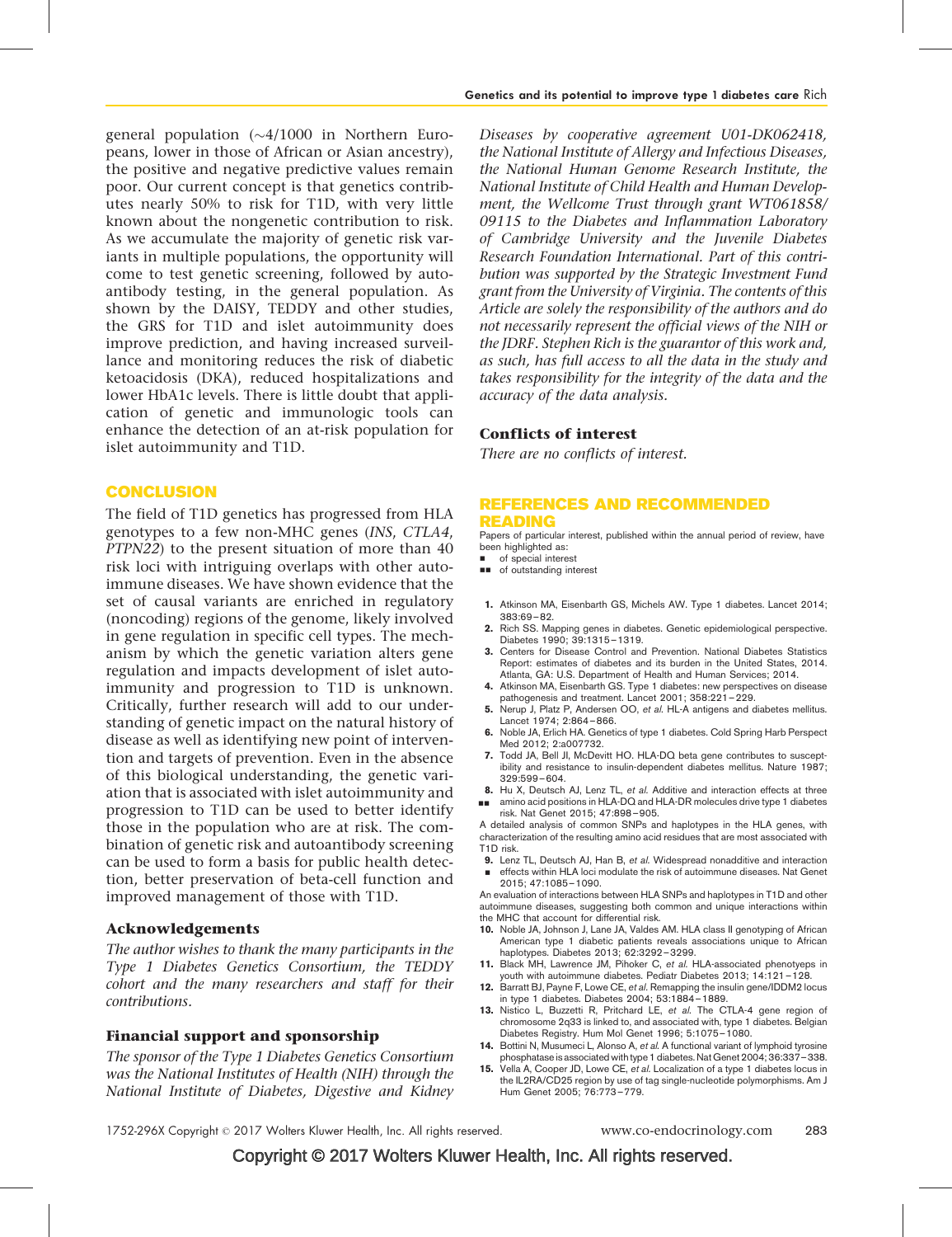general population (~4/1000 in Northern Europeans, lower in those of African or Asian ancestry), the positive and negative predictive values remain poor. Our current concept is that genetics contributes nearly 50% to risk for T1D, with very little known about the nongenetic contribution to risk. As we accumulate the majority of genetic risk variants in multiple populations, the opportunity will come to test genetic screening, followed by autoantibody testing, in the general population. As shown by the DAISY, TEDDY and other studies, the GRS for T1D and islet autoimmunity does improve prediction, and having increased surveillance and monitoring reduces the risk of diabetic ketoacidosis (DKA), reduced hospitalizations and lower HbA1c levels. There is little doubt that application of genetic and immunologic tools can enhance the detection of an at-risk population for islet autoimmunity and T1D.

## CONCLUSION

The field of T1D genetics has progressed from HLA genotypes to a few non-MHC genes (*INS*, *CTLA4*, *PTPN22*) to the present situation of more than 40 risk loci with intriguing overlaps with other autoimmune diseases. We have shown evidence that the set of causal variants are enriched in regulatory (noncoding) regions of the genome, likely involved in gene regulation in specific cell types. The mechanism by which the genetic variation alters gene regulation and impacts development of islet autoimmunity and progression to T1D is unknown. Critically, further research will add to our understanding of genetic impact on the natural history of disease as well as identifying new point of intervention and targets of prevention. Even in the absence of this biological understanding, the genetic variation that is associated with islet autoimmunity and progression to T1D can be used to better identify those in the population who are at risk. The combination of genetic risk and autoantibody screening can be used to form a basis for public health detection, better preservation of beta-cell function and improved management of those with T1D.

### Acknowledgements

*The author wishes to thank the many participants in the Type 1 Diabetes Genetics Consortium, the TEDDY cohort and the many researchers and staff for their contributions.*

### Financial support and sponsorship

*The sponsor of the Type 1 Diabetes Genetics Consortium was the National Institutes of Health (NIH) through the National Institute of Diabetes, Digestive and Kidney Diseases by cooperative agreement U01-DK062418, the National Institute of Allergy and Infectious Diseases, the National Human Genome Research Institute, the National Institute of Child Health and Human Development, the Wellcome Trust through grant WT061858/09115 to the Diabetes and Inflammation Laboratory of Cambridge University and the Juvenile Diabetes Research Foundation International. Part of this contribution was supported by the Strategic Investment Fund grant from the University of Virginia. The contents of this Article are solely the responsibility of the authors and do not necessarily represent the official views of the NIH or the JDRF. Stephen Rich is the guarantor of this work and, as such, has full access to all the data in the study and takes responsibility for the integrity of the data and the accuracy of the data analysis.*

### Conflicts of interest

*There are no conflicts of interest.*

## REFERENCES AND RECOMMENDED READING

Papers of particular interest, published within the annual period of review, have been highlighted as:

- ■ of special interest
- ■■ of outstanding interest

1. Atkinson MA, Eisenbarth GS, Michels AW. Type 1 diabetes. Lancet 2014; 383:69–82.
2. Rich SS. Mapping genes in diabetes. Genetic epidemiological perspective. Diabetes 1990; 39:1315–1319.
3. Centers for Disease Control and Prevention. National Diabetes Statistics Report: estimates of diabetes and its burden in the United States, 2014. Atlanta, GA: U.S. Department of Health and Human Services; 2014.
4. Atkinson MA, Eisenbarth GS. Type 1 diabetes: new perspectives on disease pathogenesis and treatment. Lancet 2001; 358:221–229.
5. Nerup J, Platz P, Andersen OO, *et al.* HL-A antigens and diabetes mellitus. Lancet 1974; 2:864–866.
6. Noble JA, Erlich HA. Genetics of type 1 diabetes. Cold Spring Harb Perspect Med 2012; 2:a007732.
7. Todd JA, Bell JI, McDevitt HO. HLA-DQ beta gene contributes to susceptibility and resistance to insulin-dependent diabetes mellitus. Nature 1987; 329:599–604.
8. ■■ Hu X, Deutsch AJ, Lenz TL, *et al.* Additive and interaction effects at three amino acid positions in HLA-DQ and HLA-DR molecules drive type 1 diabetes risk. Nat Genet 2015; 47:898–905.

   A detailed analysis of common SNPs and haplotypes in the HLA genes, with characterization of the resulting amino acid residues that are most associated with T1D risk.
9. ■ Lenz TL, Deutsch AJ, Han B, *et al.* Widespread nonadditive and interaction effects within HLA loci modulate the risk of autoimmune diseases. Nat Genet 2015; 47:1085–1090.

   An evaluation of interactions between HLA SNPs and haplotypes in T1D and other autoimmune diseases, suggesting both common and unique interactions within the MHC that account for differential risk.
10. Noble JA, Johnson J, Lane JA, Valdes AM. HLA class II genotyping of African American type 1 diabetic patients reveals associations unique to African haplotypes. Diabetes 2013; 62:3292–3299.
11. Black MH, Lawrence JM, Pihoker C, *et al.* HLA-associated phenotypes in youth with autoimmune diabetes. Pediatr Diabetes 2013; 14:121–128.
12. Barratt BJ, Payne F, Lowe CE, *et al.* Remapping the insulin gene/IDDM2 locus in type 1 diabetes. Diabetes 2004; 53:1884–1889.
13. Nistico L, Buzzetti R, Pritchard LE, *et al.* The CTLA-4 gene region of chromosome 2q33 is linked to, and associated with, type 1 diabetes. Belgian Diabetes Registry. Hum Mol Genet 1996; 5:1075–1080.
14. Bottini N, Musumeci L, Alonso A, *et al.* A functional variant of lymphoid tyrosine phosphatase is associated with type 1 diabetes. Nat Genet 2004; 36:337–338.
15. Vella A, Cooper JD, Lowe CE, *et al.* Localization of a type 1 diabetes locus in the IL2RA/CD25 region by use of tag single-nucleotide polymorphisms. Am J Hum Genet 2005; 76:773–779.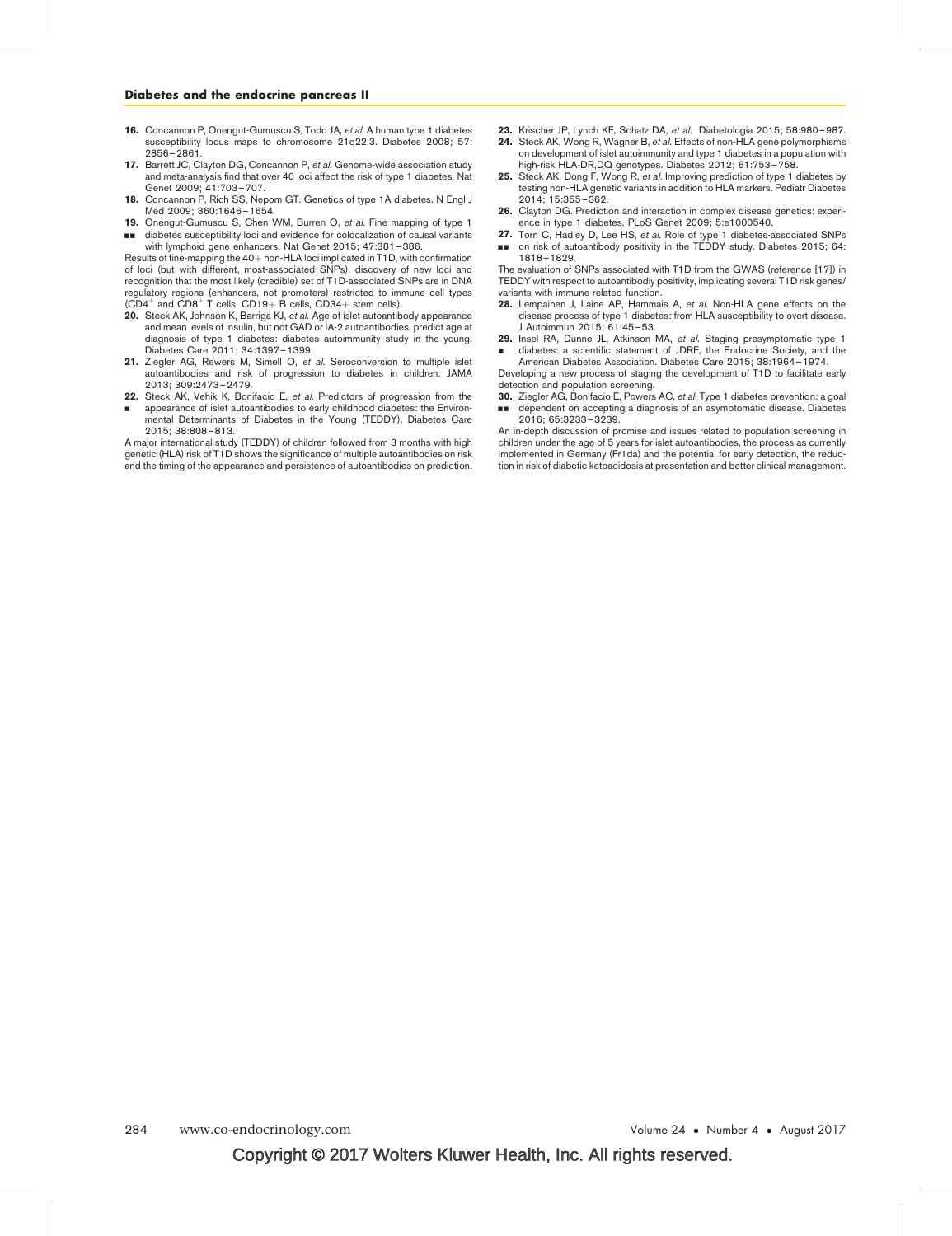16. Concannon P, Onengut-Gumuscu S, Todd JA, *et al.* A human type 1 diabetes susceptibility locus maps to chromosome 21q22.3. Diabetes 2008; 57: 2856–2861.
17. Barrett JC, Clayton DG, Concannon P, *et al.* Genome-wide association study and meta-analysis find that over 40 loci affect the risk of type 1 diabetes. Nat Genet 2009; 41:703–707.
18. Concannon P, Rich SS, Nepom GT. Genetics of type 1A diabetes. N Engl J Med 2009; 360:1646–1654.
19. ▪▪ Onengut-Gumuscu S, Chen WM, Burren O, *et al.* Fine mapping of type 1 diabetes susceptibility loci and evidence for colocalization of causal variants with lymphoid gene enhancers. Nat Genet 2015; 47:381–386.

Results of fine-mapping the 40+ non-HLA loci implicated in T1D, with confirmation of loci (but with different, most-associated SNPs), discovery of new loci and recognition that the most likely (credible) set of T1D-associated SNPs are in DNA regulatory regions (enhancers, not promoters) restricted to immune cell types ($CD4^+$ and $CD8^+$ T cells, CD19+ B cells, CD34+ stem cells).

20. Steck AK, Johnson K, Barriga KJ, *et al.* Age of islet autoantibody appearance and mean levels of insulin, but not GAD or IA-2 autoantibodies, predict age at diagnosis of type 1 diabetes: diabetes autoimmunity study in the young. Diabetes Care 2011; 34:1397–1399.
21. Ziegler AG, Rewers M, Simell O, *et al.* Seroconversion to multiple islet autoantibodies and risk of progression to diabetes in children. JAMA 2013; 309:2473–2479.
22. ▪ Steck AK, Vehik K, Bonifacio E, *et al.* Predictors of progression from the appearance of islet autoantibodies to early childhood diabetes: the Environmental Determinants of Diabetes in the Young (TEDDY). Diabetes Care 2015; 38:808–813.

A major international study (TEDDY) of children followed from 3 months with high genetic (HLA) risk of T1D shows the significance of multiple autoantibodies on risk and the timing of the appearance and persistence of autoantibodies on prediction.

23. Krischer JP, Lynch KF, Schatz DA, *et al.* Diabetologia 2015; 58:980–987.
24. Steck AK, Wong R, Wagner B, *et al.* Effects of non-HLA gene polymorphisms on development of islet autoimmunity and type 1 diabetes in a population with high-risk HLA-DR,DQ genotypes. Diabetes 2012; 61:753–758.
25. Steck AK, Dong F, Wong R, *et al.* Improving prediction of type 1 diabetes by testing non-HLA genetic variants in addition to HLA markers. Pediatr Diabetes 2014; 15:355–362.
26. Clayton DG. Prediction and interaction in complex disease genetics: experience in type 1 diabetes. PLoS Genet 2009; 5:e1000540.
27. ▪▪ Torn C, Hadley D, Lee HS, *et al.* Role of type 1 diabetes-associated SNPs on risk of autoantibody positivity in the TEDDY study. Diabetes 2015; 64: 1818–1829.

The evaluation of SNPs associated with T1D from the GWAS (reference [17]) in TEDDY with respect to autoantibodiy positivity, implicating several T1D risk genes/variants with immune-related function.

28. Lempainen J, Laine AP, Hammais A, *et al.* Non-HLA gene effects on the disease process of type 1 diabetes: from HLA susceptibility to overt disease. J Autoimmun 2015; 61:45–53.
29. ▪ Insel RA, Dunne JL, Atkinson MA, *et al.* Staging presymptomatic type 1 diabetes: a scientific statement of JDRF, the Endocrine Society, and the American Diabetes Association. Diabetes Care 2015; 38:1964–1974.

Developing a new process of staging the development of T1D to facilitate early detection and population screening.

30. ▪▪ Ziegler AG, Bonifacio E, Powers AC, *et al.* Type 1 diabetes prevention: a goal dependent on accepting a diagnosis of an asymptomatic disease. Diabetes 2016; 65:3233–3239.

An in-depth discussion of promise and issues related to population screening in children under the age of 5 years for islet autoantibodies, the process as currently implemented in Germany (Fr1da) and the potential for early detection, the reduction in risk of diabetic ketoacidosis at presentation and better clinical management.